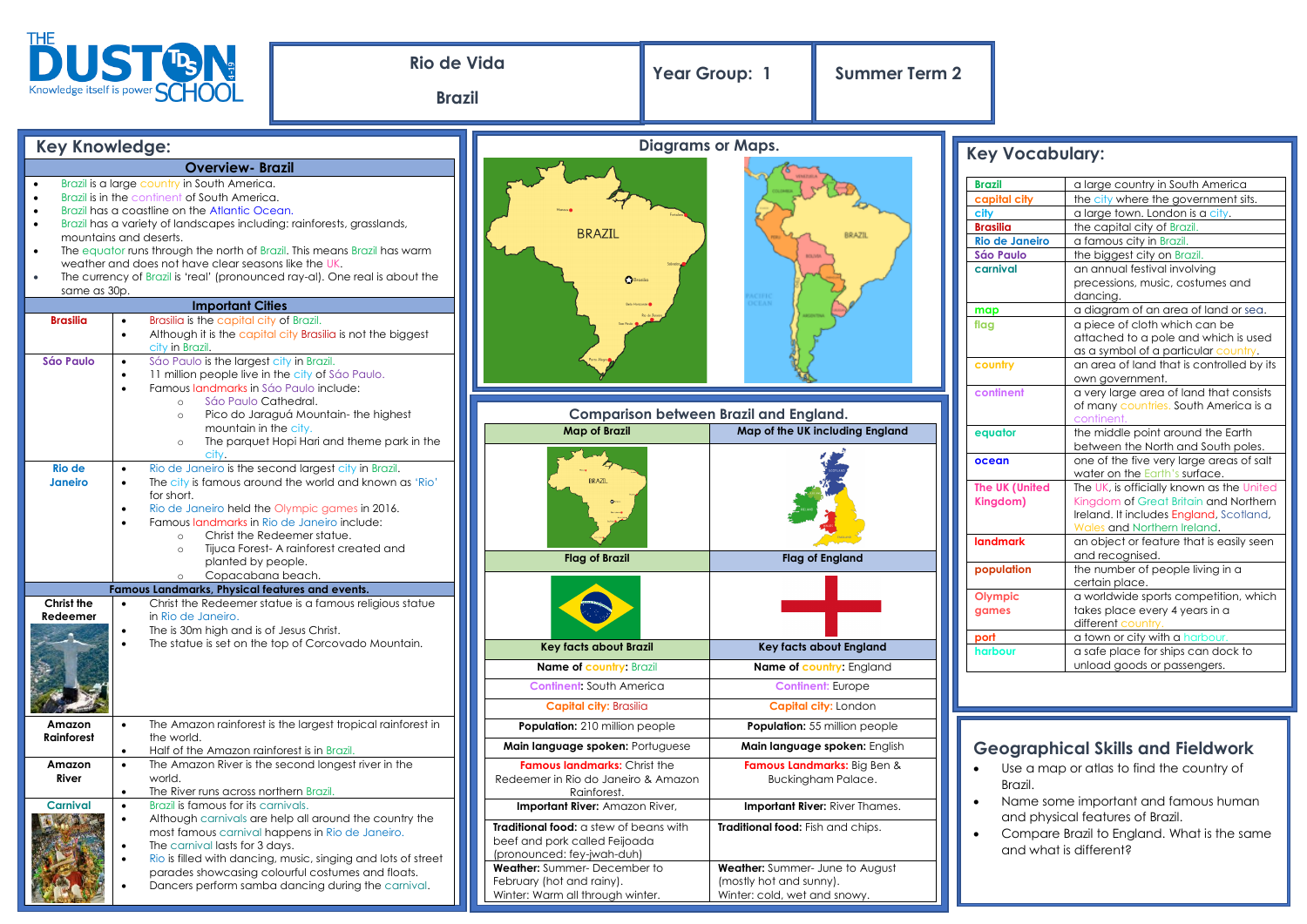# Rio de Vida

## Brazil

**Year Group: 1** | **Summer Term 2**

## Key Knowledge:

### Overview- Brazil

- Brazil is a large country in South America.
- Brazil is in the continent of South America.
- Brazil has a coastline on the Atlantic Ocean.
- Brazil has a variety of landscapes including: rainforests, grasslands, mountains and deserts.
- The equator runs through the north of Brazil. This means Brazil has warm weather and does not have clear seasons like the UK.
- The currency of Brazil is 'real' (pronounced ray-al). One real is about the same as 30p.

### Important Cities

| City | Facts |
|---|---|
| **Brasilia** | • Brasilia is the capital city of Brazil. • Although it is the capital city Brasilia is not the biggest city in Brazil. |
| **Sáo Paulo** | • Sáo Paulo is the largest city in Brazil. • 11 million people live in the city of Sáo Paulo. • Famous landmarks in Sáo Paulo include: ○ Sáo Paulo Cathedral. ○ Pico do Jaraguá Mountain- the highest mountain in the city. ○ The parquet Hopi Hari and theme park in the city. |
| **Rio de Janeiro** | • Rio de Janeiro is the second largest city in Brazil. • The city is famous around the world and known as 'Rio' for short. • Rio de Janeiro held the Olympic games in 2016. • Famous landmarks in Rio de Janeiro include: ○ Christ the Redeemer statue. ○ Tijuca Forest- A rainforest created and planted by people. ○ Copacabana beach. |

### Famous Landmarks, Physical features and events.

| Landmark | Facts |
|---|---|
| **Christ the Redeemer** | • Christ the Redeemer statue is a famous religious statue in Rio de Janeiro. • The is 30m high and is of Jesus Christ. • The statue is set on the top of Corcovado Mountain. |
| **Amazon Rainforest** | • The Amazon rainforest is the largest tropical rainforest in the world. • Half of the Amazon rainforest is in Brazil. |
| **Amazon River** | • The Amazon River is the second longest river in the world. • The River runs across northern Brazil. |
| **Carnival** | • Brazil is famous for its carnivals. • Although carnivals are help all around the country the most famous carnival happens in Rio de Janeiro. • The carnival lasts for 3 days. • Rio is filled with dancing, music, singing and lots of street parades showcasing colourful costumes and floats. • Dancers perform samba dancing during the carnival. |

## Diagrams or Maps.

BRAZIL

## Comparison between Brazil and England.

| Map of Brazil | Map of the UK including England |
|---|---|
| Flag of Brazil | Flag of England |
| **Key facts about Brazil** | **Key facts about England** |
| **Name of country:** Brazil | **Name of country:** England |
| **Continent:** South America | **Continent:** Europe |
| **Capital city:** Brasilia | **Capital city:** London |
| **Population:** 210 million people | **Population:** 55 million people |
| **Main language spoken:** Portuguese | **Main language spoken:** English |
| **Famous landmarks:** Christ the Redeemer in Rio do Janeiro & Amazon Rainforest. | **Famous Landmarks:** Big Ben & Buckingham Palace. |
| **Important River:** Amazon River, | **Important River:** River Thames. |
| **Traditional food:** a stew of beans with beef and pork called Feijoada (pronounced: fey-jwah-duh) | **Traditional food:** Fish and chips. |
| **Weather:** Summer- December to February (hot and rainy). Winter: Warm all through winter. | **Weather:** Summer- June to August (mostly hot and sunny). Winter: cold, wet and snowy. |

## Key Vocabulary:

| Word | Meaning |
|---|---|
| **Brazil** | a large country in South America |
| **capital city** | the city where the government sits. |
| **city** | a large town. London is a city. |
| **Brasilia** | the capital city of Brazil. |
| **Rio de Janeiro** | a famous city in Brazil. |
| **Sáo Paulo** | the biggest city on Brazil. |
| **carnival** | an annual festival involving precessions, music, costumes and dancing. |
| **map** | a diagram of an area of land or sea. |
| **flag** | a piece of cloth which can be attached to a pole and which is used as a symbol of a particular country. |
| **country** | an area of land that is controlled by its own government. |
| **continent** | a very large area of land that consists of many countries. South America is a continent. |
| **equator** | the middle point around the Earth between the North and South poles. |
| **ocean** | one of the five very large areas of salt water on the Earth's surface. |
| **The UK (United Kingdom)** | The UK, is officially known as the United Kingdom of Great Britain and Northern Ireland. It includes England, Scotland, Wales and Northern Ireland. |
| **landmark** | an object or feature that is easily seen and recognised. |
| **population** | the number of people living in a certain place. |
| **Olympic games** | a worldwide sports competition, which takes place every 4 years in a different country. |
| **port** | a town or city with a harbour. |
| **harbour** | a safe place for ships can dock to unload goods or passengers. |

## Geographical Skills and Fieldwork

- Use a map or atlas to find the country of Brazil.
- Name some important and famous human and physical features of Brazil.
- Compare Brazil to England. What is the same and what is different?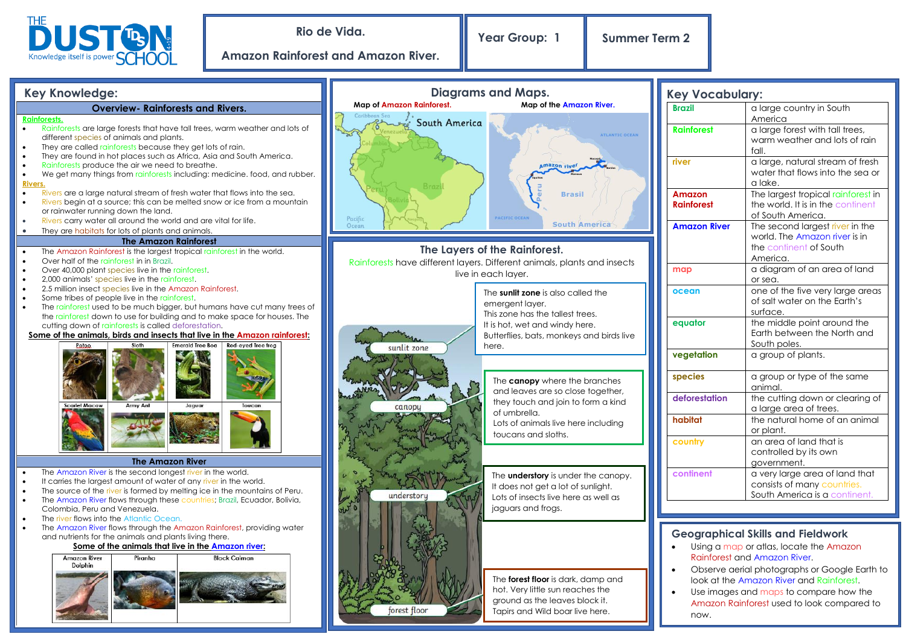# Rio de Vida.

## Amazon Rainforest and Amazon River.

**Year Group: 1** | **Summer Term 2**

## Key Knowledge:

### Overview- Rainforests and Rivers.

**Rainforests.**

- Rainforests are large forests that have tall trees, warm weather and lots of different species of animals and plants.
- They are called rainforests because they get lots of rain.
- They are found in hot places such as Africa, Asia and South America.
- Rainforests produce the air we need to breathe.
- We get many things from rainforests including: medicine. food, and rubber.

**Rivers.**

- Rivers are a large natural stream of fresh water that flows into the sea.
- Rivers begin at a source; this can be melted snow or ice from a mountain or rainwater running down the land.
- Rivers carry water all around the world and are vital for life.
- They are habitats for lots of plants and animals.

### The Amazon Rainforest

- The Amazon Rainforest is the largest tropical rainforest in the world.
- Over half of the rainforest in in Brazil.
- Over 40,000 plant species live in the rainforest.
- 2,000 animals' species live in the rainforest.
- 2.5 million insect species live in the Amazon Rainforest.
- Some tribes of people live in the rainforest.
- The rainforest used to be much bigger, but humans have cut many trees of the rainforest down to use for building and to make space for houses. The cutting down of rainforests is called deforestation.

**Some of the animals, birds and insects that live in the Amazon rainforest:**

Potoo, Sloth, Emerald Tree Boa, Red-eyed Tree frog, Scarlet Macaw, Army Ant, Jaguar, Toucan

### The Amazon River

- The Amazon River is the second longest river in the world.
- It carries the largest amount of water of any river in the world.
- The source of the river is formed by melting ice in the mountains of Peru.
- The Amazon River flows through these countries; Brazil, Ecuador, Bolivia, Colombia, Peru and Venezuela.
- The river flows into the Atlantic Ocean.
- The Amazon River flows through the Amazon Rainforest, providing water and nutrients for the animals and plants living there.

**Some of the animals that live in the Amazon river:**

Amazon River Dolphin, Piranha, Black Caiman

## Diagrams and Maps.

**Map of Amazon Rainforest.**

Caribbean Sea, South America, Venezuela, Columbia, Peru, Brazil, Bolivia, Pacific Ocean

**Map of the Amazon River.**

Atlantic Ocean, Amazon river, Peru, Brasil, Pacific Ocean, South America

## The Layers of the Rainforest.

Rainforests have different layers. Different animals, plants and insects live in each layer.

**sunlit zone:** The **sunlit zone** is also called the emergent layer. This zone has the tallest trees. It is hot, wet and windy here. Butterflies, bats, monkeys and birds live here.

**canopy:** The **canopy** where the branches and leaves are so close together, they touch and join to form a kind of umbrella. Lots of animals live here including toucans and sloths.

**understory:** The **understory** is under the canopy. It does not get a lot of sunlight. Lots of insects live here as well as jaguars and frogs.

**forest floor:** The **forest floor** is dark, damp and hot. Very little sun reaches the ground as the leaves block it. Tapirs and Wild boar live here.

## Key Vocabulary:

| | |
|---|---|
| Brazil | a large country in South America |
| Rainforest | a large forest with tall trees, warm weather and lots of rain fall. |
| river | a large, natural stream of fresh water that flows into the sea or a lake. |
| Amazon Rainforest | The largest tropical rainforest in the world. It is in the continent of South America. |
| Amazon River | The second largest river in the world. The Amazon river is in the continent of South America. |
| map | a diagram of an area of land or sea. |
| ocean | one of the five very large areas of salt water on the Earth's surface. |
| equator | the middle point around the Earth between the North and South poles. |
| vegetation | a group of plants. |
| species | a group or type of the same animal. |
| deforestation | the cutting down or clearing of a large area of trees. |
| habitat | the natural home of an animal or plant. |
| country | an area of land that is controlled by its own government. |
| continent | a very large area of land that consists of many countries. South America is a continent. |

## Geographical Skills and Fieldwork

- Using a map or atlas, locate the Amazon Rainforest and Amazon River.
- Observe aerial photographs or Google Earth to look at the Amazon River and Rainforest.
- Use images and maps to compare how the Amazon Rainforest used to look compared to now.